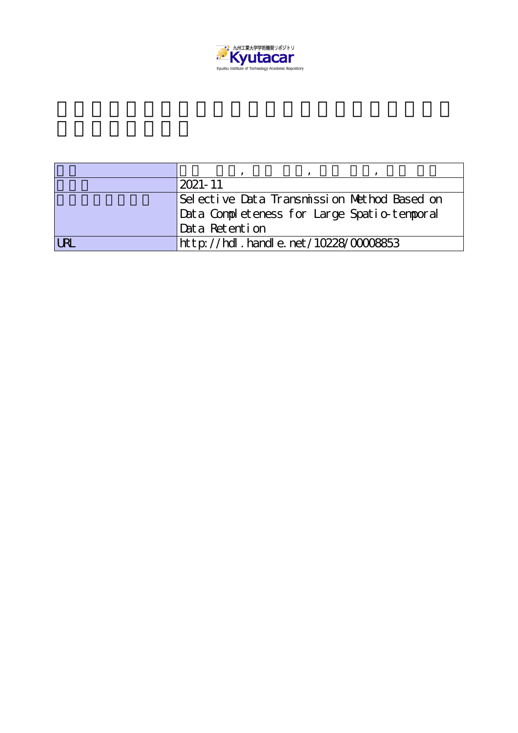九州工業大学学術機関リポジトリ

**Kyutacar**

Kyushu Institute of Technology Academic Repository

| | |
|---|---|
| | , , , |
| | 2021-11 |
| | Selective Data Transmission Method Based on Data Completeness for Large Spatio-temporal Data Retention |
| URL | http://hdl.handle.net/10228/00008853 |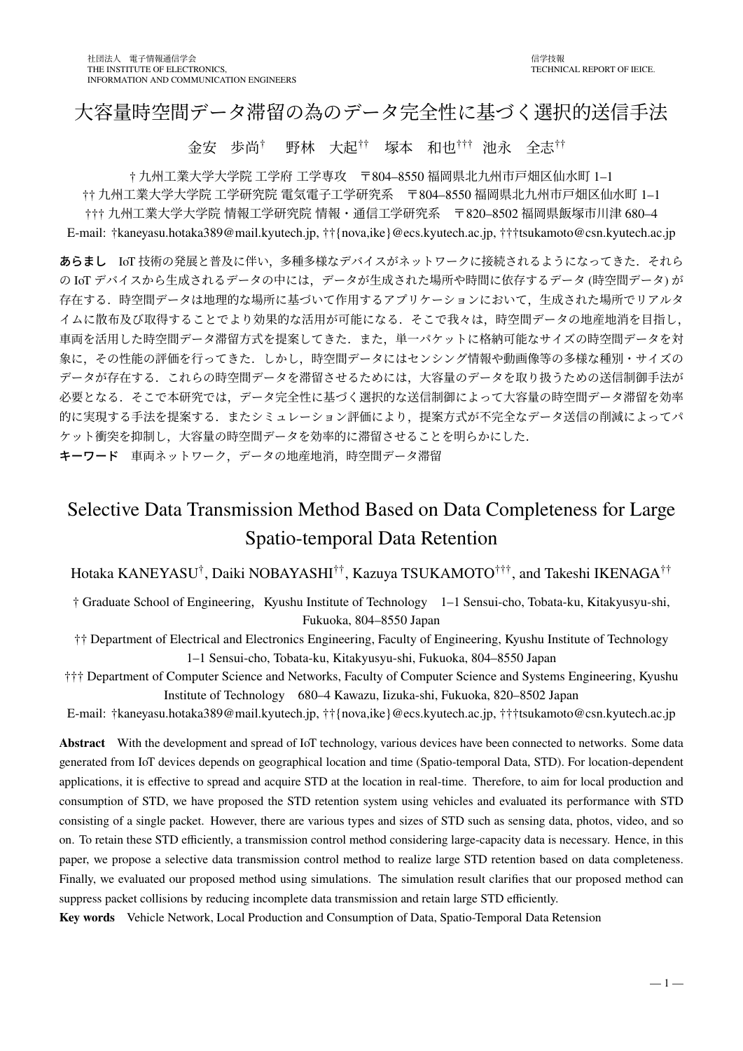社団法人 電子情報通信学会
THE INSTITUTE OF ELECTRONICS,
INFORMATION AND COMMUNICATION ENGINEERS

信学技報
TECHNICAL REPORT OF IEICE.

# 大容量時空間データ滞留の為のデータ完全性に基づく選択的送信手法

金安 歩尚† 野林 大起†† 塚本 和也††† 池永 全志††

† 九州工業大学大学院 工学府 工学専攻 〒804–8550 福岡県北九州市戸畑区仙水町 1–1
†† 九州工業大学大学院 工学研究院 電気電子工学研究系 〒804–8550 福岡県北九州市戸畑区仙水町 1–1
††† 九州工業大学大学院 情報工学研究院 情報・通信工学研究系 〒820–8502 福岡県飯塚市川津 680–4
E-mail: †kaneyasu.hotaka389@mail.kyutech.jp, ††{nova,ike}@ecs.kyutech.ac.jp, †††tsukamoto@csn.kyutech.ac.jp

**あらまし** IoT 技術の発展と普及に伴い，多種多様なデバイスがネットワークに接続されるようになってきた．それらの IoT デバイスから生成されるデータの中には，データが生成された場所や時間に依存するデータ (時空間データ) が存在する．時空間データは地理的な場所に基づいて作用するアプリケーションにおいて，生成された場所でリアルタイムに散布及び取得することでより効果的な活用が可能になる．そこで我々は，時空間データの地産地消を目指し，車両を活用した時空間データ滞留方式を提案してきた．また，単一パケットに格納可能なサイズの時空間データを対象に，その性能の評価を行ってきた．しかし，時空間データにはセンシング情報や動画像等の多様な種別・サイズのデータが存在する．これらの時空間データを滞留させるためには，大容量のデータを取り扱うための送信制御手法が必要となる．そこで本研究では，データ完全性に基づく選択的な送信制御によって大容量の時空間データ滞留を効率的に実現する手法を提案する．またシミュレーション評価により，提案方式が不完全なデータ送信の削減によってパケット衝突を抑制し，大容量の時空間データを効率的に滞留させることを明らかにした．

**キーワード** 車両ネットワーク，データの地産地消，時空間データ滞留

# Selective Data Transmission Method Based on Data Completeness for Large Spatio-temporal Data Retention

Hotaka KANEYASU†, Daiki NOBAYASHI††, Kazuya TSUKAMOTO†††, and Takeshi IKENAGA††

† Graduate School of Engineering, Kyushu Institute of Technology 1–1 Sensui-cho, Tobata-ku, Kitakyusyu-shi, Fukuoka, 804–8550 Japan
†† Department of Electrical and Electronics Engineering, Faculty of Engineering, Kyushu Institute of Technology 1–1 Sensui-cho, Tobata-ku, Kitakyusyu-shi, Fukuoka, 804–8550 Japan
††† Department of Computer Science and Networks, Faculty of Computer Science and Systems Engineering, Kyushu Institute of Technology 680–4 Kawazu, Iizuka-shi, Fukuoka, 820–8502 Japan
E-mail: †kaneyasu.hotaka389@mail.kyutech.jp, ††{nova,ike}@ecs.kyutech.ac.jp, †††tsukamoto@csn.kyutech.ac.jp

**Abstract** With the development and spread of IoT technology, various devices have been connected to networks. Some data generated from IoT devices depends on geographical location and time (Spatio-temporal Data, STD). For location-dependent applications, it is effective to spread and acquire STD at the location in real-time. Therefore, to aim for local production and consumption of STD, we have proposed the STD retention system using vehicles and evaluated its performance with STD consisting of a single packet. However, there are various types and sizes of STD such as sensing data, photos, video, and so on. To retain these STD efficiently, a transmission control method considering large-capacity data is necessary. Hence, in this paper, we propose a selective data transmission control method to realize large STD retention based on data completeness. Finally, we evaluated our proposed method using simulations. The simulation result clarifies that our proposed method can suppress packet collisions by reducing incomplete data transmission and retain large STD efficiently.

**Key words** Vehicle Network, Local Production and Consumption of Data, Spatio-Temporal Data Retension